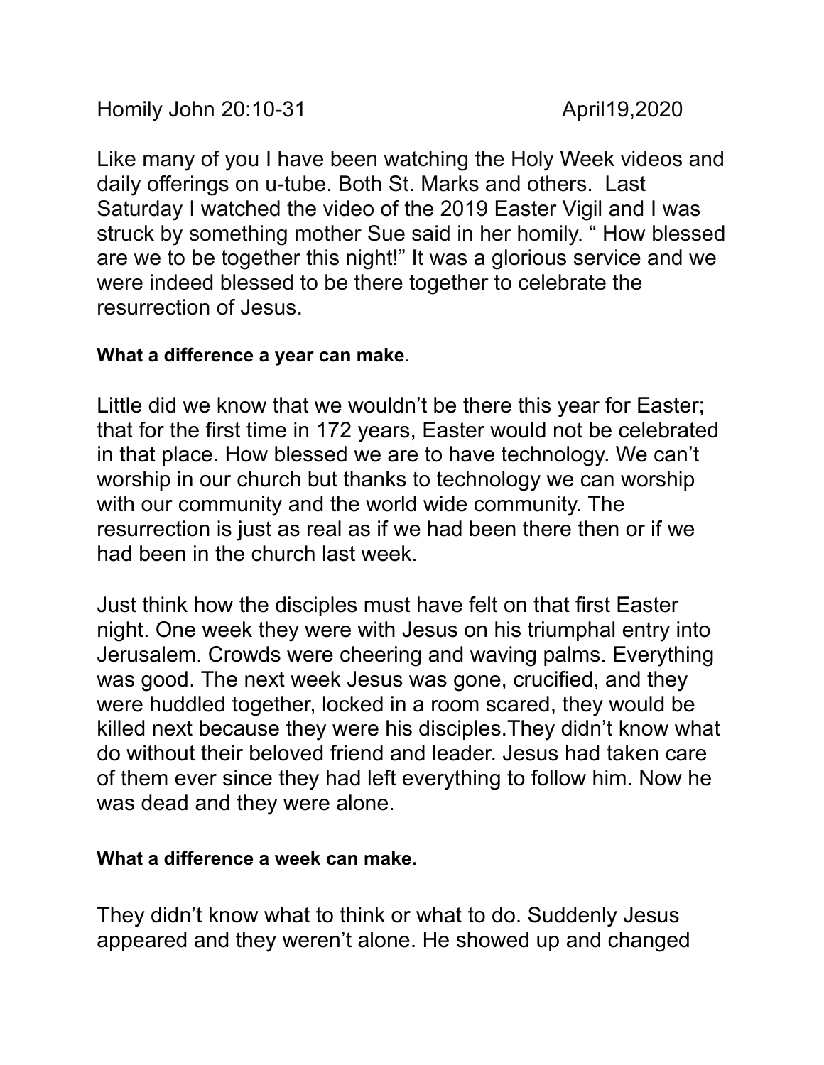Homily John 20:10-31 April19,2020

Like many of you I have been watching the Holy Week videos and daily offerings on u-tube. Both St. Marks and others. Last Saturday I watched the video of the 2019 Easter Vigil and I was struck by something mother Sue said in her homily. " How blessed are we to be together this night!" It was a glorious service and we were indeed blessed to be there together to celebrate the resurrection of Jesus.

**What a difference a year can make**.

Little did we know that we wouldn't be there this year for Easter; that for the first time in 172 years, Easter would not be celebrated in that place. How blessed we are to have technology. We can't worship in our church but thanks to technology we can worship with our community and the world wide community. The resurrection is just as real as if we had been there then or if we had been in the church last week.

Just think how the disciples must have felt on that first Easter night. One week they were with Jesus on his triumphal entry into Jerusalem. Crowds were cheering and waving palms. Everything was good. The next week Jesus was gone, crucified, and they were huddled together, locked in a room scared, they would be killed next because they were his disciples.They didn't know what do without their beloved friend and leader. Jesus had taken care of them ever since they had left everything to follow him. Now he was dead and they were alone.

**What a difference a week can make.**

They didn't know what to think or what to do. Suddenly Jesus appeared and they weren't alone. He showed up and changed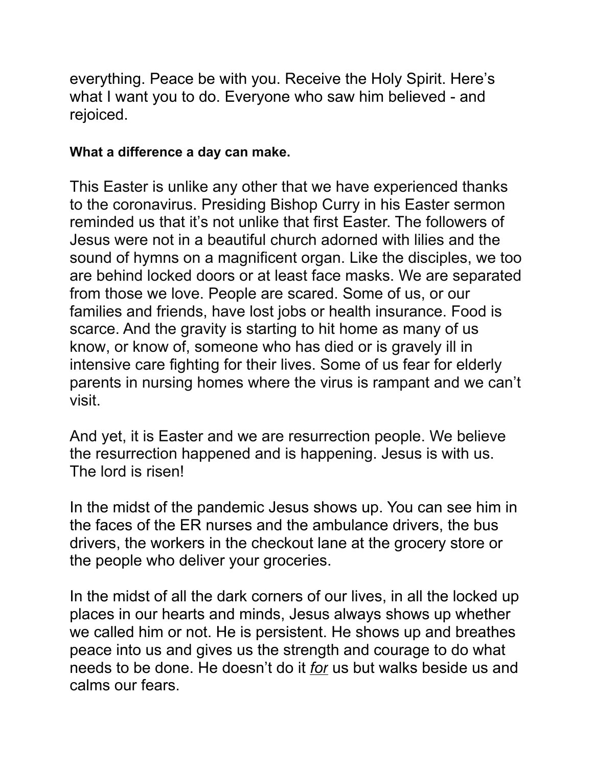everything. Peace be with you. Receive the Holy Spirit. Here's what I want you to do. Everyone who saw him believed - and rejoiced.

**What a difference a day can make.**

This Easter is unlike any other that we have experienced thanks to the coronavirus. Presiding Bishop Curry in his Easter sermon reminded us that it's not unlike that first Easter. The followers of Jesus were not in a beautiful church adorned with lilies and the sound of hymns on a magnificent organ. Like the disciples, we too are behind locked doors or at least face masks. We are separated from those we love. People are scared. Some of us, or our families and friends, have lost jobs or health insurance. Food is scarce. And the gravity is starting to hit home as many of us know, or know of, someone who has died or is gravely ill in intensive care fighting for their lives. Some of us fear for elderly parents in nursing homes where the virus is rampant and we can't visit.

And yet, it is Easter and we are resurrection people. We believe the resurrection happened and is happening. Jesus is with us. The lord is risen!

In the midst of the pandemic Jesus shows up. You can see him in the faces of the ER nurses and the ambulance drivers, the bus drivers, the workers in the checkout lane at the grocery store or the people who deliver your groceries.

In the midst of all the dark corners of our lives, in all the locked up places in our hearts and minds, Jesus always shows up whether we called him or not. He is persistent. He shows up and breathes peace into us and gives us the strength and courage to do what needs to be done. He doesn't do it ***for*** us but walks beside us and calms our fears.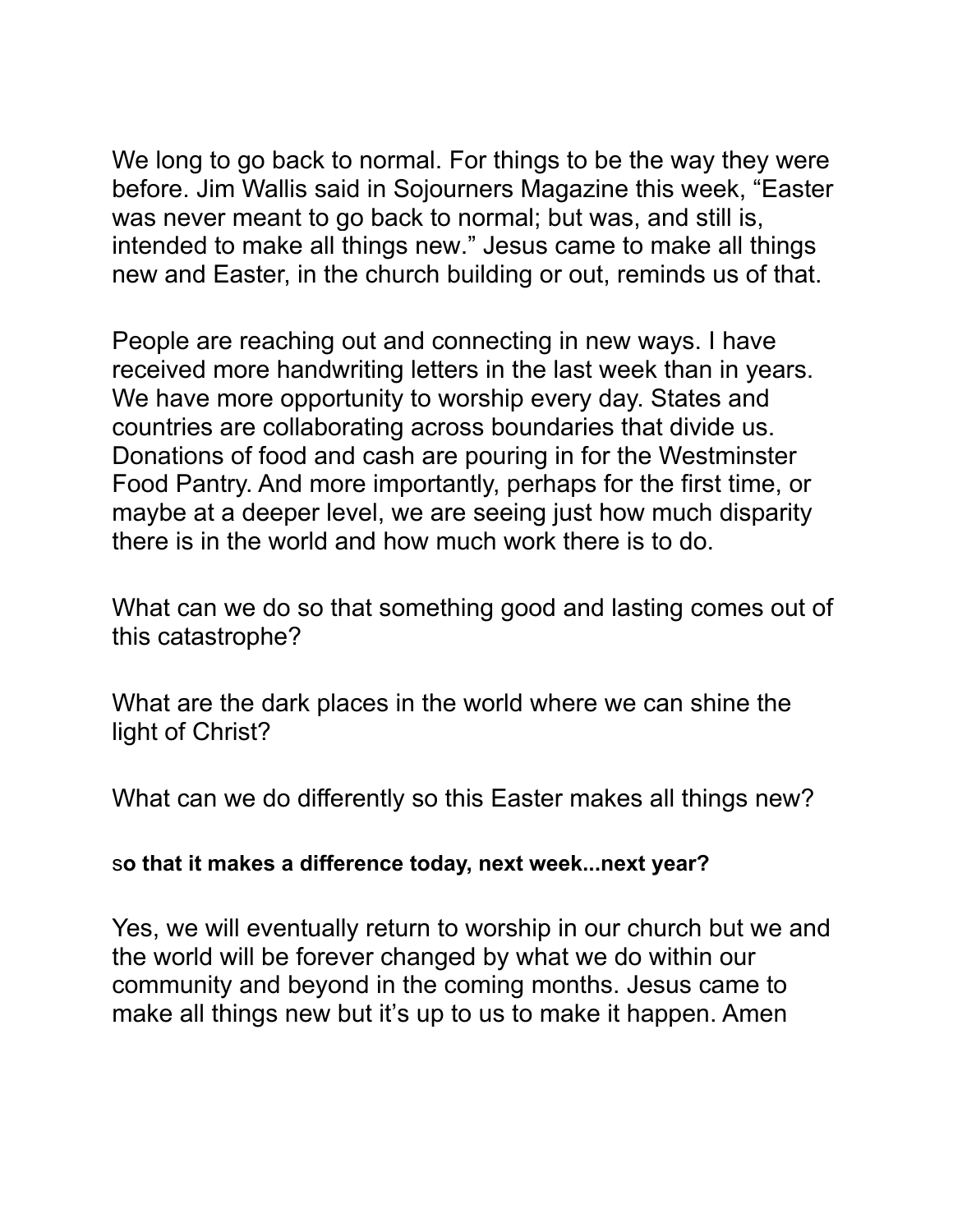We long to go back to normal. For things to be the way they were before. Jim Wallis said in Sojourners Magazine this week, “Easter was never meant to go back to normal; but was, and still is, intended to make all things new.” Jesus came to make all things new and Easter, in the church building or out, reminds us of that.

People are reaching out and connecting in new ways. I have received more handwriting letters in the last week than in years. We have more opportunity to worship every day. States and countries are collaborating across boundaries that divide us. Donations of food and cash are pouring in for the Westminster Food Pantry. And more importantly, perhaps for the first time, or maybe at a deeper level, we are seeing just how much disparity there is in the world and how much work there is to do.

What can we do so that something good and lasting comes out of this catastrophe?

What are the dark places in the world where we can shine the light of Christ?

What can we do differently so this Easter makes all things new?

s**o that it makes a difference today, next week...next year?**

Yes, we will eventually return to worship in our church but we and the world will be forever changed by what we do within our community and beyond in the coming months. Jesus came to make all things new but it’s up to us to make it happen. Amen